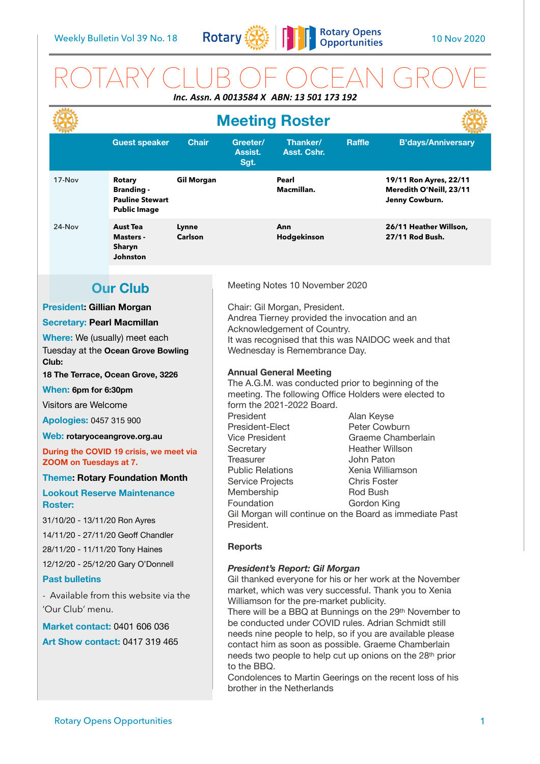Weekly Bulletin Vol 39 No. 18 — 10 Nov 2020

# ROTARY CLUB OF OCEAN GROVE

***Inc. Assn. A 0013584 X  ABN: 13 501 173 192***

## Meeting Roster

| | Guest speaker | Chair | Greeter/ Assist. Sgt. | Thanker/ Asst. Cshr. | Raffle | B'days/Anniversary |
|---|---|---|---|---|---|---|
| 17-Nov | **Rotary Branding - Pauline Stewart Public Image** | **Gil Morgan** | | **Pearl Macmillan.** | | **19/11 Ron Ayres, 22/11 Meredith O'Neill, 23/11 Jenny Cowburn.** |
| 24-Nov | **Aust Tea Masters - Sharyn Johnston** | **Lynne Carlson** | | **Ann Hodgekinson** | | **26/11 Heather Willson, 27/11 Rod Bush.** |

## Our Club

**President: Gillian Morgan**

**Secretary: Pearl Macmillan**

**Where:** We (usually) meet each Tuesday at the **Ocean Grove Bowling Club:**

**18 The Terrace, Ocean Grove, 3226**

**When: 6pm for 6:30pm**

Visitors are Welcome

**Apologies:** 0457 315 900

**Web: rotaryoceangrove.org.au**

**During the COVID 19 crisis, we meet via ZOOM on Tuesdays at 7.**

**Theme: Rotary Foundation Month**

**Lookout Reserve Maintenance Roster:**

31/10/20 - 13/11/20 Ron Ayres

14/11/20 - 27/11/20 Geoff Chandler

28/11/20 - 11/11/20 Tony Haines

12/12/20 - 25/12/20 Gary O'Donnell

**Past bulletins**

- Available from this website via the 'Our Club' menu.

**Market contact:** 0401 606 036

**Art Show contact:** 0417 319 465

Meeting Notes 10 November 2020

Chair: Gil Morgan, President.
Andrea Tierney provided the invocation and an Acknowledgement of Country.
It was recognised that this was NAIDOC week and that Wednesday is Remembrance Day.

**Annual General Meeting**

The A.G.M. was conducted prior to beginning of the meeting. The following Office Holders were elected to form the 2021-2022 Board.

| | |
|---|---|
| President | Alan Keyse |
| President-Elect | Peter Cowburn |
| Vice President | Graeme Chamberlain |
| Secretary | Heather Willson |
| Treasurer | John Paton |
| Public Relations | Xenia Williamson |
| Service Projects | Chris Foster |
| Membership | Rod Bush |
| Foundation | Gordon King |

Gil Morgan will continue on the Board as immediate Past President.

**Reports**

***President's Report: Gil Morgan***

Gil thanked everyone for his or her work at the November market, which was very successful. Thank you to Xenia Williamson for the pre-market publicity.
There will be a BBQ at Bunnings on the 29th November to be conducted under COVID rules. Adrian Schmidt still needs nine people to help, so if you are available please contact him as soon as possible. Graeme Chamberlain needs two people to help cut up onions on the 28th prior to the BBQ.
Condolences to Martin Geerings on the recent loss of his brother in the Netherlands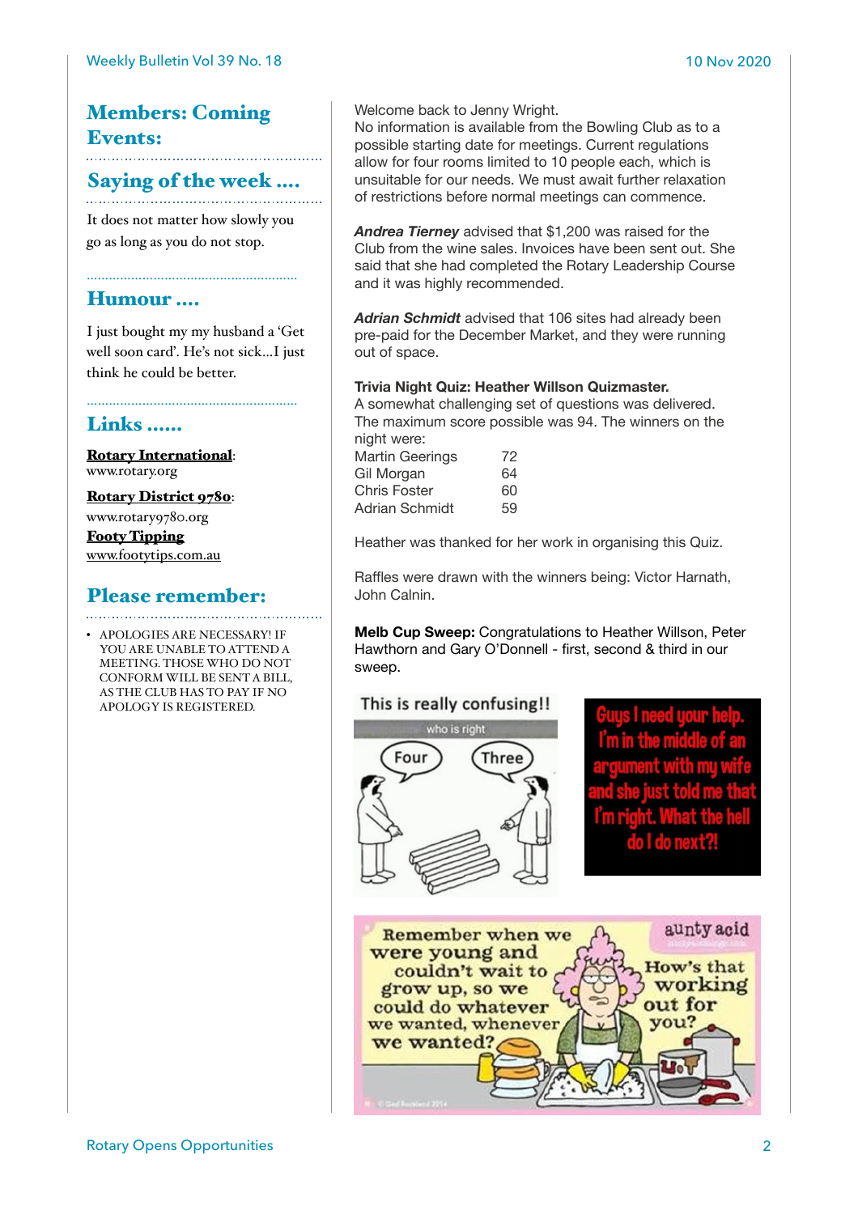## Members: Coming Events:

## Saying of the week ....

It does not matter how slowly you go as long as you do not stop.

## Humour ....

I just bought my my husband a 'Get well soon card'. He's not sick...I just think he could be better.

## Links ......

**Rotary International**: www.rotary.org

**Rotary District 9780**: www.rotary9780.org

**Footy Tipping** www.footytips.com.au

## Please remember:

- APOLOGIES ARE NECESSARY! IF YOU ARE UNABLE TO ATTEND A MEETING. THOSE WHO DO NOT CONFORM WILL BE SENT A BILL, AS THE CLUB HAS TO PAY IF NO APOLOGY IS REGISTERED.

Welcome back to Jenny Wright.
No information is available from the Bowling Club as to a possible starting date for meetings. Current regulations allow for four rooms limited to 10 people each, which is unsuitable for our needs. We must await further relaxation of restrictions before normal meetings can commence.

***Andrea Tierney*** advised that $1,200 was raised for the Club from the wine sales. Invoices have been sent out. She said that she had completed the Rotary Leadership Course and it was highly recommended.

***Adrian Schmidt*** advised that 106 sites had already been pre-paid for the December Market, and they were running out of space.

**Trivia Night Quiz: Heather Willson Quizmaster.**
A somewhat challenging set of questions was delivered. The maximum score possible was 94. The winners on the night were:

| | |
|---|---|
| Martin Geerings | 72 |
| Gil Morgan | 64 |
| Chris Foster | 60 |
| Adrian Schmidt | 59 |

Heather was thanked for her work in organising this Quiz.

Raffles were drawn with the winners being: Victor Harnath, John Calnin.

**Melb Cup Sweep:** Congratulations to Heather Willson, Peter Hawthorn and Gary O'Donnell - first, second & third in our sweep.

This is really confusing!!

who is right

Four Three

Guys I need your help. I'm in the middle of an argument with my wife and she just told me that I'm right. What the hell do I do next?!

Remember when we were young and couldn't wait to grow up, so we could do whatever we wanted, whenever we wanted?

aunty acid

How's that working out for you?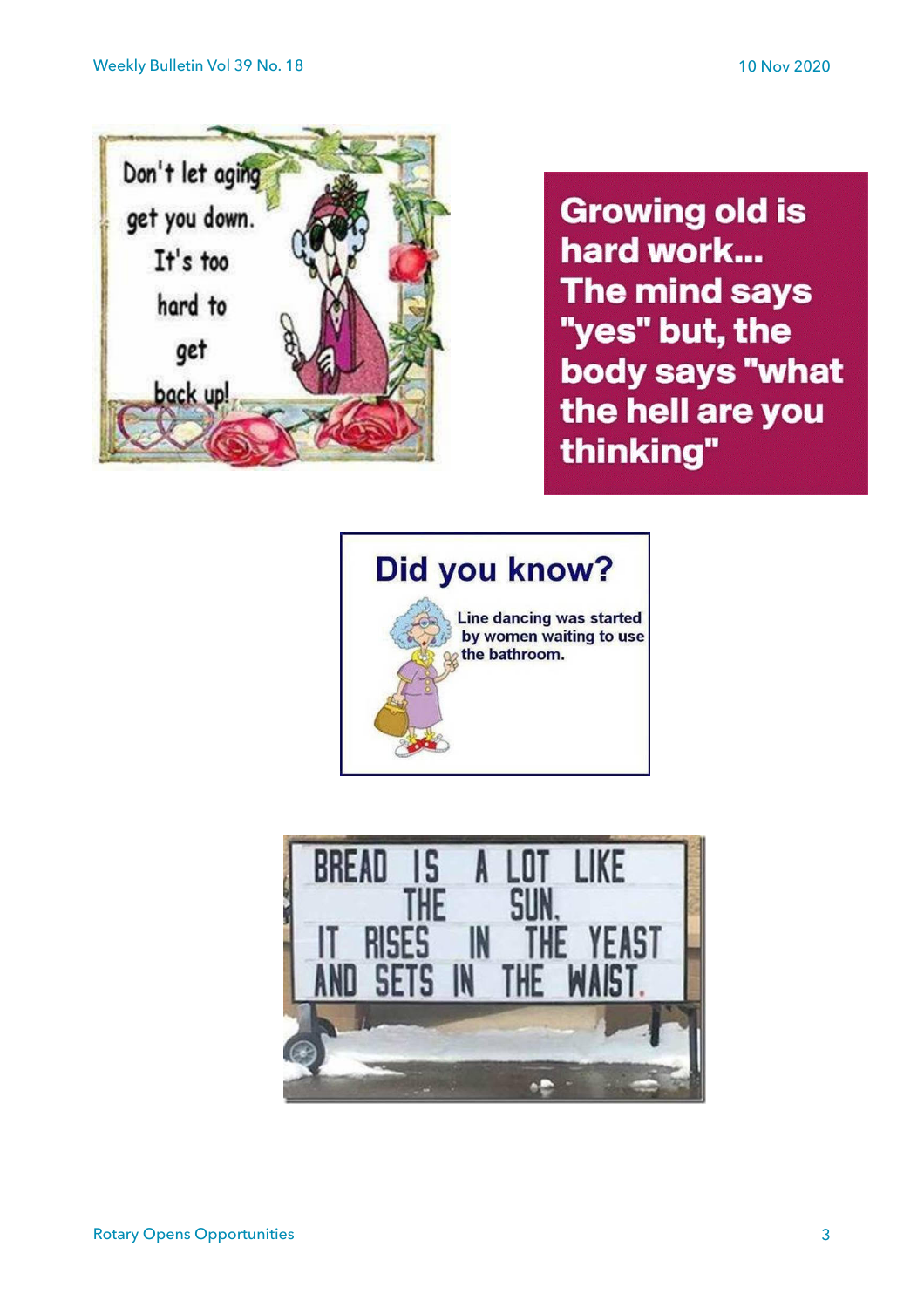Don't let aging get you down. It's too hard to get back up!

Growing old is hard work... The mind says "yes" but, the body says "what the hell are you thinking"

**Did you know?**

Line dancing was started by women waiting to use the bathroom.

BREAD IS A LOT LIKE THE SUN. IT RISES IN THE YEAST AND SETS IN THE WAIST.